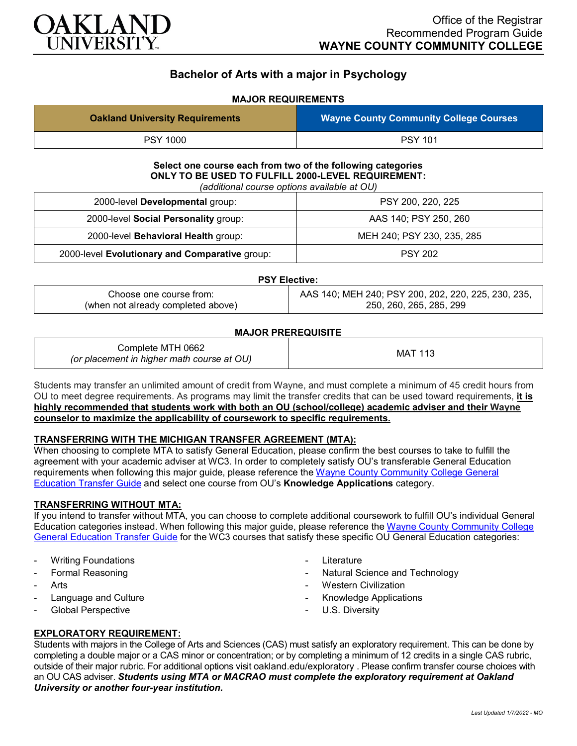OAKLAND UNIVERSITY

Office of the Registrar
Recommended Program Guide
**WAYNE COUNTY COMMUNITY COLLEGE**

# Bachelor of Arts with a major in Psychology

## MAJOR REQUIREMENTS

| Oakland University Requirements | Wayne County Community College Courses |
|---|---|
| PSY 1000 | PSY 101 |

**Select one course each from two of the following categories**
**ONLY TO BE USED TO FULFILL 2000-LEVEL REQUIREMENT:**
*(additional course options available at OU)*

| | |
|---|---|
| 2000-level **Developmental** group: | PSY 200, 220, 225 |
| 2000-level **Social Personality** group: | AAS 140; PSY 250, 260 |
| 2000-level **Behavioral Health** group: | MEH 240; PSY 230, 235, 285 |
| 2000-level **Evolutionary and Comparative** group: | PSY 202 |

**PSY Elective:**

| | |
|---|---|
| Choose one course from:<br>(when not already completed above) | AAS 140; MEH 240; PSY 200, 202, 220, 225, 230, 235, 250, 260, 265, 285, 299 |

**MAJOR PREREQUISITE**

| | |
|---|---|
| Complete MTH 0662<br>*(or placement in higher math course at OU)* | MAT 113 |

Students may transfer an unlimited amount of credit from Wayne, and must complete a minimum of 45 credit hours from OU to meet degree requirements. As programs may limit the transfer credits that can be used toward requirements, **it is highly recommended that students work with both an OU (school/college) academic adviser and their Wayne counselor to maximize the applicability of coursework to specific requirements.**

### TRANSFERRING WITH THE MICHIGAN TRANSFER AGREEMENT (MTA):

When choosing to complete MTA to satisfy General Education, please confirm the best courses to take to fulfill the agreement with your academic adviser at WC3. In order to completely satisfy OU's transferable General Education requirements when following this major guide, please reference the Wayne County Community College General Education Transfer Guide and select one course from OU's **Knowledge Applications** category.

### TRANSFERRING WITHOUT MTA:

If you intend to transfer without MTA, you can choose to complete additional coursework to fulfill OU's individual General Education categories instead. When following this major guide, please reference the Wayne County Community College General Education Transfer Guide for the WC3 courses that satisfy these specific OU General Education categories:

- Writing Foundations
- Formal Reasoning
- Arts
- Language and Culture
- Global Perspective
- Literature
- Natural Science and Technology
- Western Civilization
- Knowledge Applications
- U.S. Diversity

### EXPLORATORY REQUIREMENT:

Students with majors in the College of Arts and Sciences (CAS) must satisfy an exploratory requirement. This can be done by completing a double major or a CAS minor or concentration; or by completing a minimum of 12 credits in a single CAS rubric, outside of their major rubric. For additional options visit oakland.edu/exploratory . Please confirm transfer course choices with an OU CAS adviser. ***Students using MTA or MACRAO must complete the exploratory requirement at Oakland University or another four-year institution.***

*Last Updated 1/7/2022 - MO*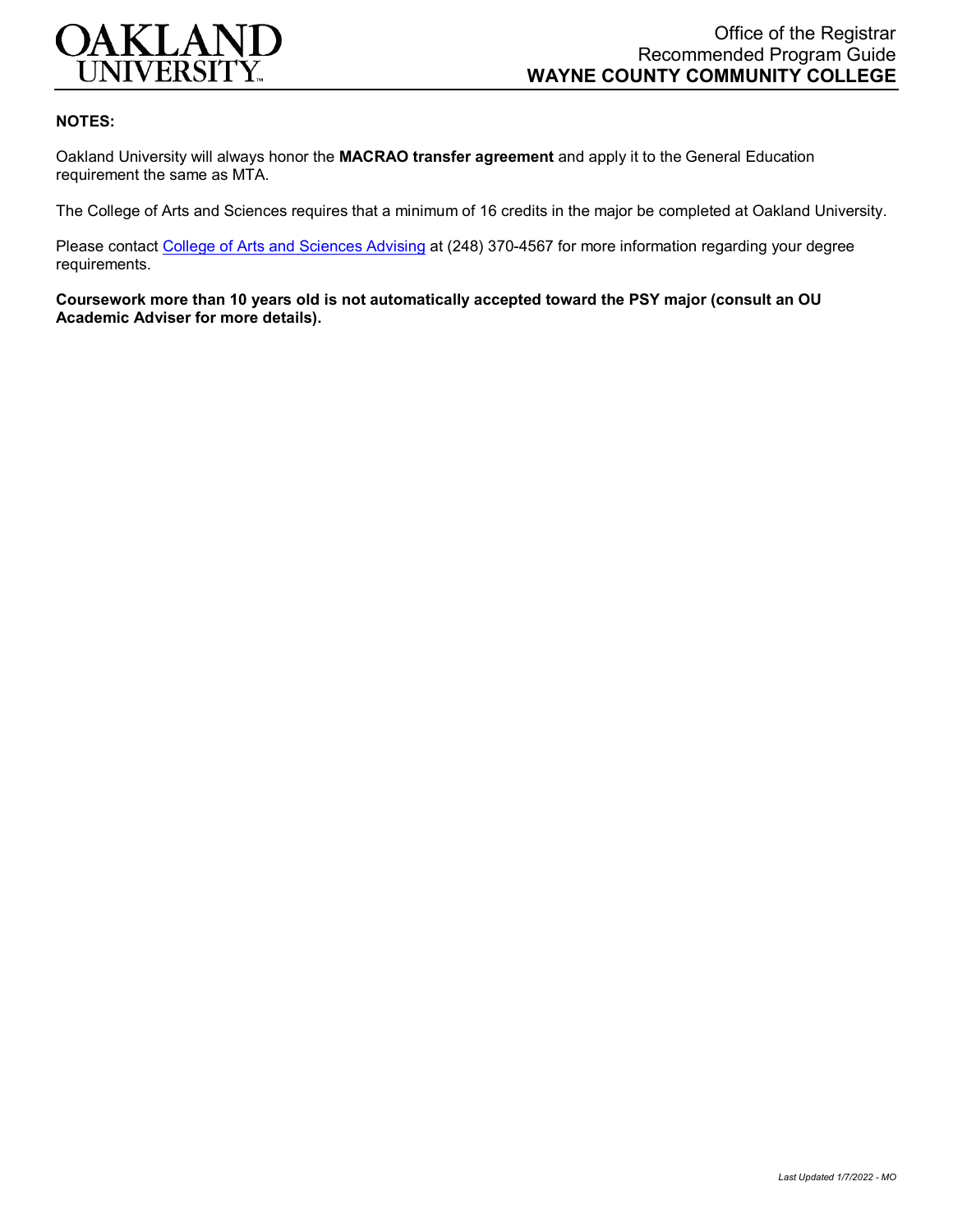**NOTES:**

Oakland University will always honor the **MACRAO transfer agreement** and apply it to the General Education requirement the same as MTA.

The College of Arts and Sciences requires that a minimum of 16 credits in the major be completed at Oakland University.

Please contact College of Arts and Sciences Advising at (248) 370-4567 for more information regarding your degree requirements.

**Coursework more than 10 years old is not automatically accepted toward the PSY major (consult an OU Academic Adviser for more details).**

*Last Updated 1/7/2022 - MO*